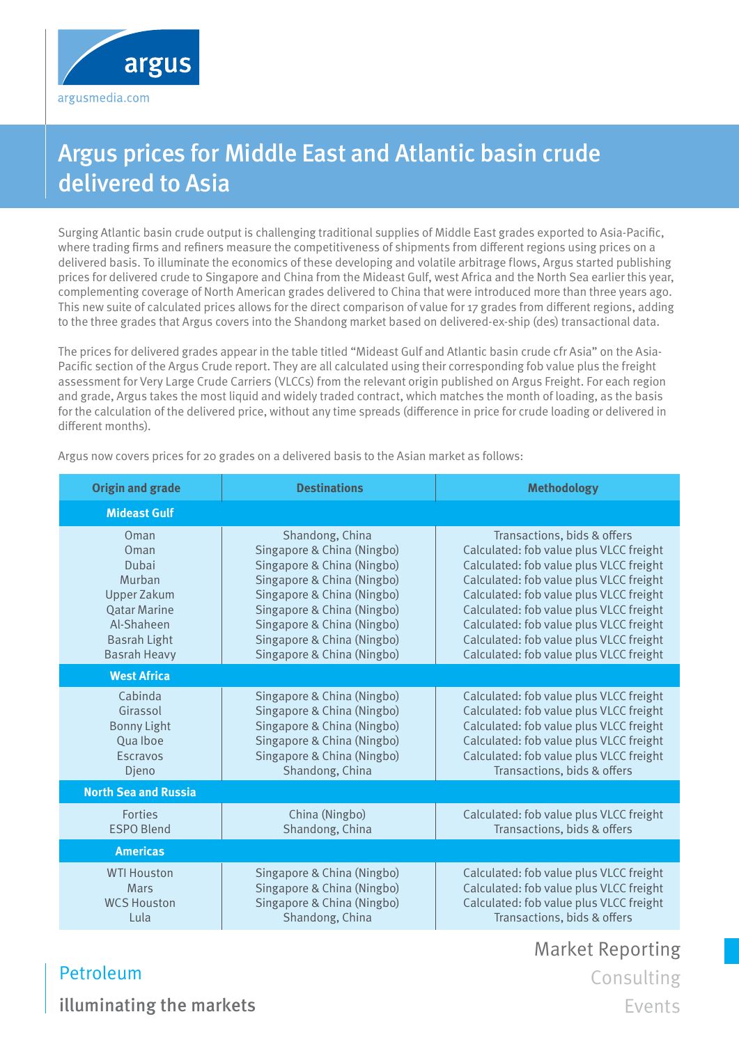argus

argusmedia.com

# Argus prices for Middle East and Atlantic basin crude delivered to Asia

Surging Atlantic basin crude output is challenging traditional supplies of Middle East grades exported to Asia-Pacific, where trading firms and refiners measure the competitiveness of shipments from different regions using prices on a delivered basis. To illuminate the economics of these developing and volatile arbitrage flows, Argus started publishing prices for delivered crude to Singapore and China from the Mideast Gulf, west Africa and the North Sea earlier this year, complementing coverage of North American grades delivered to China that were introduced more than three years ago. This new suite of calculated prices allows for the direct comparison of value for 17 grades from different regions, adding to the three grades that Argus covers into the Shandong market based on delivered-ex-ship (des) transactional data.

The prices for delivered grades appear in the table titled "Mideast Gulf and Atlantic basin crude cfr Asia" on the Asia-Pacific section of the Argus Crude report. They are all calculated using their corresponding fob value plus the freight assessment for Very Large Crude Carriers (VLCCs) from the relevant origin published on Argus Freight. For each region and grade, Argus takes the most liquid and widely traded contract, which matches the month of loading, as the basis for the calculation of the delivered price, without any time spreads (difference in price for crude loading or delivered in different months).

Argus now covers prices for 20 grades on a delivered basis to the Asian market as follows:

| Origin and grade | Destinations | Methodology |
|---|---|---|
| **Mideast Gulf** | | |
| Oman | Shandong, China | Transactions, bids & offers |
| Oman | Singapore & China (Ningbo) | Calculated: fob value plus VLCC freight |
| Dubai | Singapore & China (Ningbo) | Calculated: fob value plus VLCC freight |
| Murban | Singapore & China (Ningbo) | Calculated: fob value plus VLCC freight |
| Upper Zakum | Singapore & China (Ningbo) | Calculated: fob value plus VLCC freight |
| Qatar Marine | Singapore & China (Ningbo) | Calculated: fob value plus VLCC freight |
| Al-Shaheen | Singapore & China (Ningbo) | Calculated: fob value plus VLCC freight |
| Basrah Light | Singapore & China (Ningbo) | Calculated: fob value plus VLCC freight |
| Basrah Heavy | Singapore & China (Ningbo) | Calculated: fob value plus VLCC freight |
| **West Africa** | | |
| Cabinda | Singapore & China (Ningbo) | Calculated: fob value plus VLCC freight |
| Girassol | Singapore & China (Ningbo) | Calculated: fob value plus VLCC freight |
| Bonny Light | Singapore & China (Ningbo) | Calculated: fob value plus VLCC freight |
| Qua Iboe | Singapore & China (Ningbo) | Calculated: fob value plus VLCC freight |
| Escravos | Singapore & China (Ningbo) | Calculated: fob value plus VLCC freight |
| Djeno | Shandong, China | Transactions, bids & offers |
| **North Sea and Russia** | | |
| Forties | China (Ningbo) | Calculated: fob value plus VLCC freight |
| ESPO Blend | Shandong, China | Transactions, bids & offers |
| **Americas** | | |
| WTI Houston | Singapore & China (Ningbo) | Calculated: fob value plus VLCC freight |
| Mars | Singapore & China (Ningbo) | Calculated: fob value plus VLCC freight |
| WCS Houston | Singapore & China (Ningbo) | Calculated: fob value plus VLCC freight |
| Lula | Shandong, China | Transactions, bids & offers |

Petroleum

illuminating the markets

Market Reporting
Consulting
Events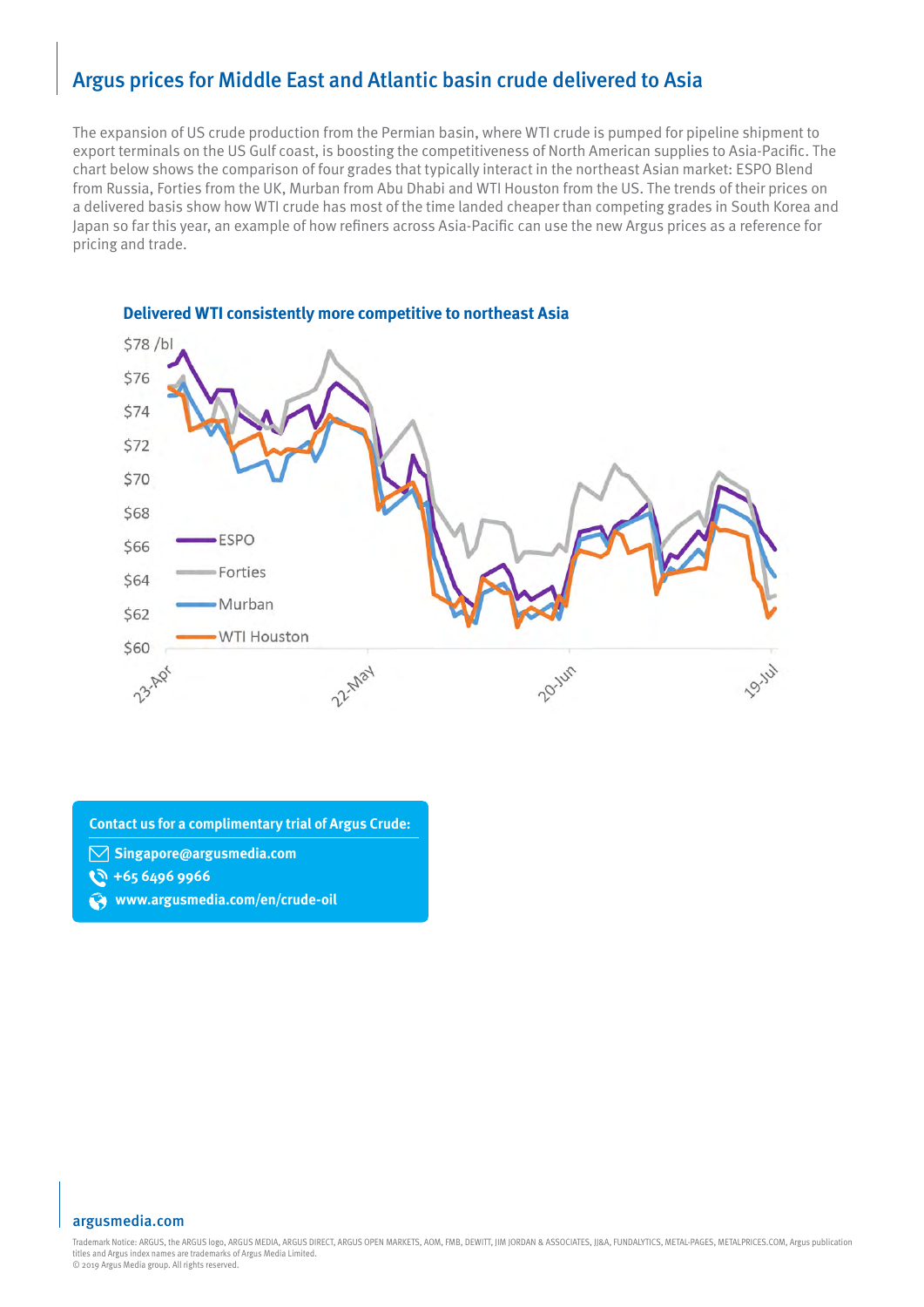## Argus prices for Middle East and Atlantic basin crude delivered to Asia

The expansion of US crude production from the Permian basin, where WTI crude is pumped for pipeline shipment to export terminals on the US Gulf coast, is boosting the competitiveness of North American supplies to Asia-Pacific. The chart below shows the comparison of four grades that typically interact in the northeast Asian market: ESPO Blend from Russia, Forties from the UK, Murban from Abu Dhabi and WTI Houston from the US. The trends of their prices on a delivered basis show how WTI crude has most of the time landed cheaper than competing grades in South Korea and Japan so far this year, an example of how refiners across Asia-Pacific can use the new Argus prices as a reference for pricing and trade.

### Delivered WTI consistently more competitive to northeast Asia

$78 /bl
$76
$74
$72
$70
$68
$66
$64
$62
$60

ESPO
Forties
Murban
WTI Houston

23-Apr
22-May
20-Jun
19-Jul

**Contact us for a complimentary trial of Argus Crude:**

- Singapore@argusmedia.com
- +65 6496 9966
- www.argusmedia.com/en/crude-oil

argusmedia.com

Trademark Notice: ARGUS, the ARGUS logo, ARGUS MEDIA, ARGUS DIRECT, ARGUS OPEN MARKETS, AOM, FMB, DEWITT, JIM JORDAN & ASSOCIATES, JJ&A, FUNDALYTICS, METAL-PAGES, METALPRICES.COM, Argus publication titles and Argus index names are trademarks of Argus Media Limited.
© 2019 Argus Media group. All rights reserved.